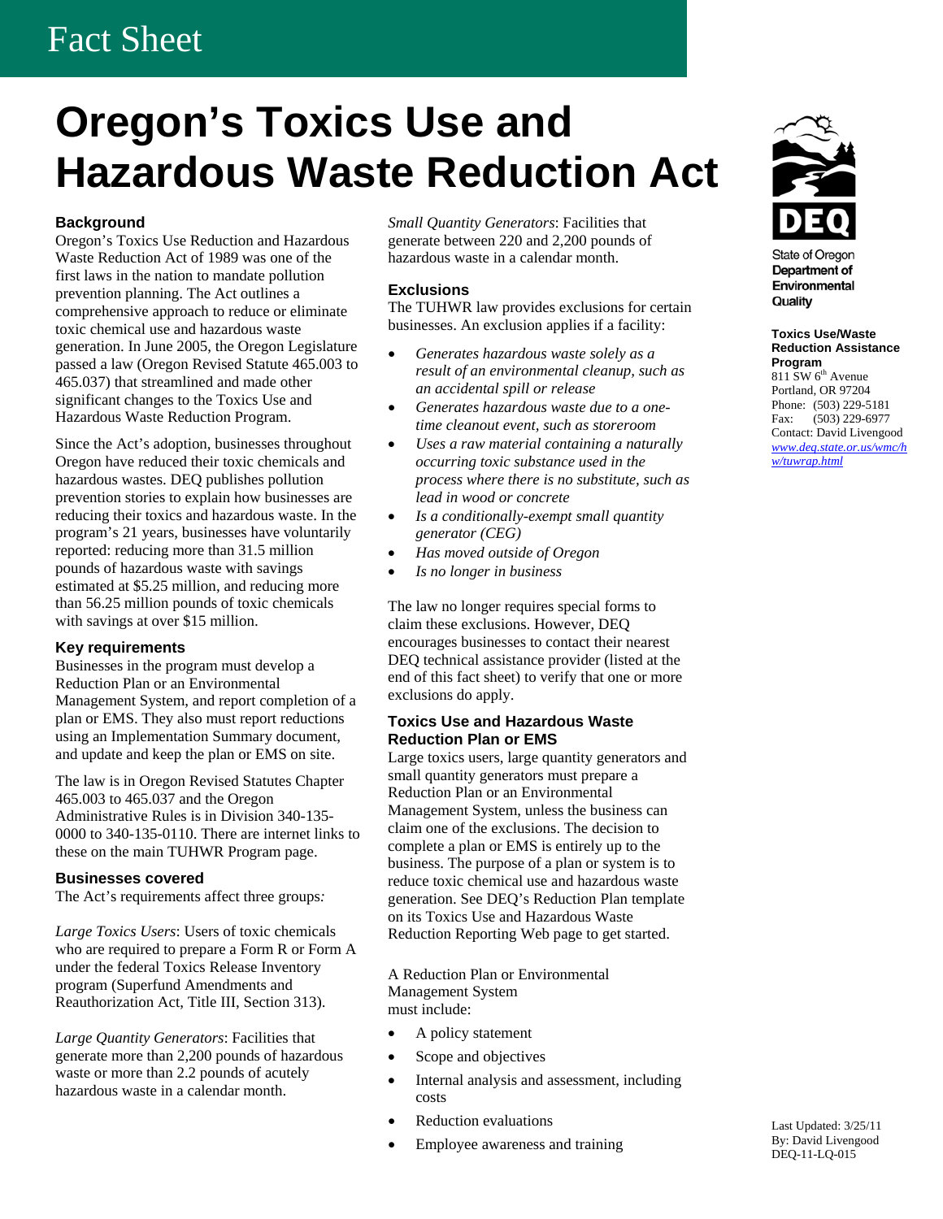Fact Sheet

# Oregon's Toxics Use and Hazardous Waste Reduction Act

State of Oregon
Department of Environmental Quality

**Toxics Use/Waste Reduction Assistance Program**
811 SW 6th Avenue
Portland, OR 97204
Phone: (503) 229-5181
Fax: (503) 229-6977
Contact: David Livengood
*www.deq.state.or.us/wmc/hw/tuwrap.html*

## Background

Oregon's Toxics Use Reduction and Hazardous Waste Reduction Act of 1989 was one of the first laws in the nation to mandate pollution prevention planning. The Act outlines a comprehensive approach to reduce or eliminate toxic chemical use and hazardous waste generation. In June 2005, the Oregon Legislature passed a law (Oregon Revised Statute 465.003 to 465.037) that streamlined and made other significant changes to the Toxics Use and Hazardous Waste Reduction Program.

Since the Act's adoption, businesses throughout Oregon have reduced their toxic chemicals and hazardous wastes. DEQ publishes pollution prevention stories to explain how businesses are reducing their toxics and hazardous waste. In the program's 21 years, businesses have voluntarily reported: reducing more than 31.5 million pounds of hazardous waste with savings estimated at $5.25 million, and reducing more than 56.25 million pounds of toxic chemicals with savings at over $15 million.

## Key requirements

Businesses in the program must develop a Reduction Plan or an Environmental Management System, and report completion of a plan or EMS. They also must report reductions using an Implementation Summary document, and update and keep the plan or EMS on site.

The law is in Oregon Revised Statutes Chapter 465.003 to 465.037 and the Oregon Administrative Rules is in Division 340-135-0000 to 340-135-0110. There are internet links to these on the main TUHWR Program page.

## Businesses covered

The Act's requirements affect three groups:

*Large Toxics Users*: Users of toxic chemicals who are required to prepare a Form R or Form A under the federal Toxics Release Inventory program (Superfund Amendments and Reauthorization Act, Title III, Section 313).

*Large Quantity Generators*: Facilities that generate more than 2,200 pounds of hazardous waste or more than 2.2 pounds of acutely hazardous waste in a calendar month.

*Small Quantity Generators*: Facilities that generate between 220 and 2,200 pounds of hazardous waste in a calendar month.

## Exclusions

The TUHWR law provides exclusions for certain businesses. An exclusion applies if a facility:

- *Generates hazardous waste solely as a result of an environmental cleanup, such as an accidental spill or release*
- *Generates hazardous waste due to a one-time cleanout event, such as storeroom*
- *Uses a raw material containing a naturally occurring toxic substance used in the process where there is no substitute, such as lead in wood or concrete*
- *Is a conditionally-exempt small quantity generator (CEG)*
- *Has moved outside of Oregon*
- *Is no longer in business*

The law no longer requires special forms to claim these exclusions. However, DEQ encourages businesses to contact their nearest DEQ technical assistance provider (listed at the end of this fact sheet) to verify that one or more exclusions do apply.

## Toxics Use and Hazardous Waste Reduction Plan or EMS

Large toxics users, large quantity generators and small quantity generators must prepare a Reduction Plan or an Environmental Management System, unless the business can claim one of the exclusions. The decision to complete a plan or EMS is entirely up to the business. The purpose of a plan or system is to reduce toxic chemical use and hazardous waste generation. See DEQ's Reduction Plan template on its Toxics Use and Hazardous Waste Reduction Reporting Web page to get started.

A Reduction Plan or Environmental Management System must include:

- A policy statement
- Scope and objectives
- Internal analysis and assessment, including costs
- Reduction evaluations
- Employee awareness and training

Last Updated: 3/25/11
By: David Livengood
DEQ-11-LQ-015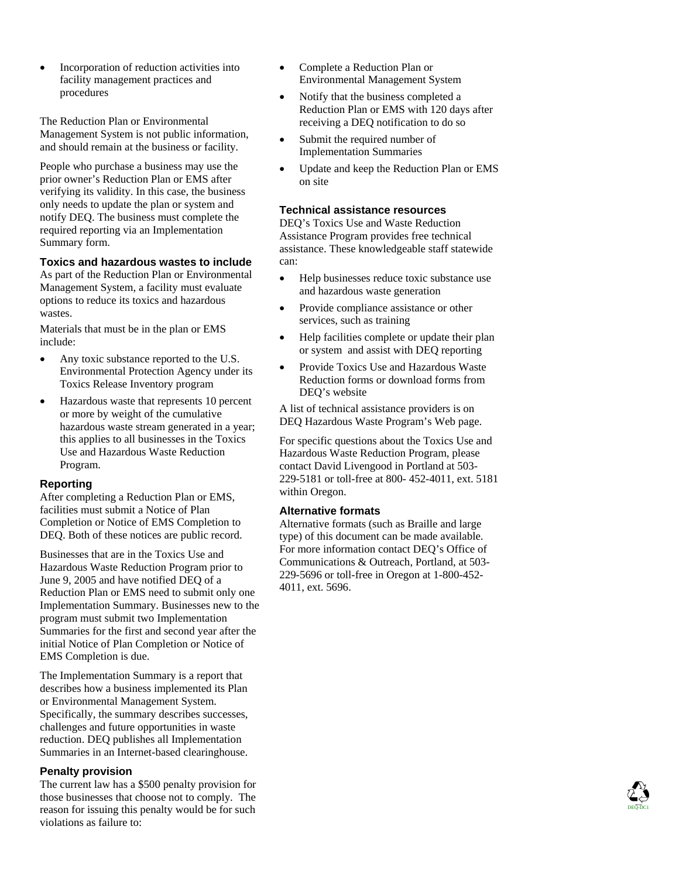- Incorporation of reduction activities into facility management practices and procedures

The Reduction Plan or Environmental Management System is not public information, and should remain at the business or facility.

People who purchase a business may use the prior owner's Reduction Plan or EMS after verifying its validity. In this case, the business only needs to update the plan or system and notify DEQ. The business must complete the required reporting via an Implementation Summary form.

### Toxics and hazardous wastes to include

As part of the Reduction Plan or Environmental Management System, a facility must evaluate options to reduce its toxics and hazardous wastes.

Materials that must be in the plan or EMS include:

- Any toxic substance reported to the U.S. Environmental Protection Agency under its Toxics Release Inventory program
- Hazardous waste that represents 10 percent or more by weight of the cumulative hazardous waste stream generated in a year; this applies to all businesses in the Toxics Use and Hazardous Waste Reduction Program.

### Reporting

After completing a Reduction Plan or EMS, facilities must submit a Notice of Plan Completion or Notice of EMS Completion to DEQ. Both of these notices are public record.

Businesses that are in the Toxics Use and Hazardous Waste Reduction Program prior to June 9, 2005 and have notified DEQ of a Reduction Plan or EMS need to submit only one Implementation Summary. Businesses new to the program must submit two Implementation Summaries for the first and second year after the initial Notice of Plan Completion or Notice of EMS Completion is due.

The Implementation Summary is a report that describes how a business implemented its Plan or Environmental Management System. Specifically, the summary describes successes, challenges and future opportunities in waste reduction. DEQ publishes all Implementation Summaries in an Internet-based clearinghouse.

### Penalty provision

The current law has a $500 penalty provision for those businesses that choose not to comply. The reason for issuing this penalty would be for such violations as failure to:

- Complete a Reduction Plan or Environmental Management System
- Notify that the business completed a Reduction Plan or EMS with 120 days after receiving a DEQ notification to do so
- Submit the required number of Implementation Summaries
- Update and keep the Reduction Plan or EMS on site

### Technical assistance resources

DEQ's Toxics Use and Waste Reduction Assistance Program provides free technical assistance. These knowledgeable staff statewide can:

- Help businesses reduce toxic substance use and hazardous waste generation
- Provide compliance assistance or other services, such as training
- Help facilities complete or update their plan or system and assist with DEQ reporting
- Provide Toxics Use and Hazardous Waste Reduction forms or download forms from DEQ's website

A list of technical assistance providers is on DEQ Hazardous Waste Program's Web page.

For specific questions about the Toxics Use and Hazardous Waste Reduction Program, please contact David Livengood in Portland at 503-229-5181 or toll-free at 800- 452-4011, ext. 5181 within Oregon.

### Alternative formats

Alternative formats (such as Braille and large type) of this document can be made available. For more information contact DEQ's Office of Communications & Outreach, Portland, at 503-229-5696 or toll-free in Oregon at 1-800-452-4011, ext. 5696.